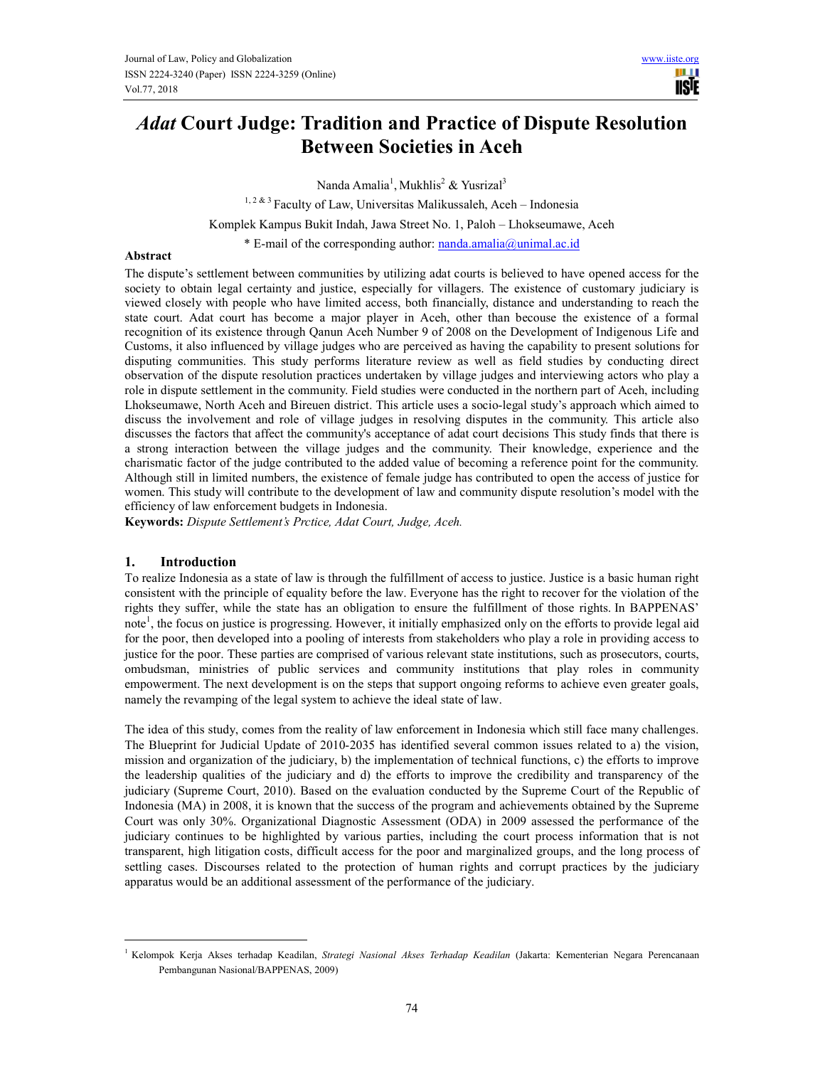# *Adat* Court Judge: Tradition and Practice of Dispute Resolution Between Societies in Aceh

Nanda Amalia[1], Mukhlis[2] & Yusrizal[3]

[1, 2 & 3] Faculty of Law, Universitas Malikussaleh, Aceh – Indonesia

Komplek Kampus Bukit Indah, Jawa Street No. 1, Paloh – Lhokseumawe, Aceh

\* E-mail of the corresponding author: nanda.amalia@unimal.ac.id

## Abstract

The dispute's settlement between communities by utilizing adat courts is believed to have opened access for the society to obtain legal certainty and justice, especially for villagers. The existence of customary judiciary is viewed closely with people who have limited access, both financially, distance and understanding to reach the state court. Adat court has become a major player in Aceh, other than becouse the existence of a formal recognition of its existence through Qanun Aceh Number 9 of 2008 on the Development of Indigenous Life and Customs, it also influenced by village judges who are perceived as having the capability to present solutions for disputing communities. This study performs literature review as well as field studies by conducting direct observation of the dispute resolution practices undertaken by village judges and interviewing actors who play a role in dispute settlement in the community. Field studies were conducted in the northern part of Aceh, including Lhokseumawe, North Aceh and Bireuen district. This article uses a socio-legal study's approach which aimed to discuss the involvement and role of village judges in resolving disputes in the community. This article also discusses the factors that affect the community's acceptance of adat court decisions This study finds that there is a strong interaction between the village judges and the community. Their knowledge, experience and the charismatic factor of the judge contributed to the added value of becoming a reference point for the community. Although still in limited numbers, the existence of female judge has contributed to open the access of justice for women. This study will contribute to the development of law and community dispute resolution's model with the efficiency of law enforcement budgets in Indonesia.

**Keywords:** *Dispute Settlement's Prctice, Adat Court, Judge, Aceh.*

## 1. Introduction

To realize Indonesia as a state of law is through the fulfillment of access to justice. Justice is a basic human right consistent with the principle of equality before the law. Everyone has the right to recover for the violation of the rights they suffer, while the state has an obligation to ensure the fulfillment of those rights. In BAPPENAS' note[1], the focus on justice is progressing. However, it initially emphasized only on the efforts to provide legal aid for the poor, then developed into a pooling of interests from stakeholders who play a role in providing access to justice for the poor. These parties are comprised of various relevant state institutions, such as prosecutors, courts, ombudsman, ministries of public services and community institutions that play roles in community empowerment. The next development is on the steps that support ongoing reforms to achieve even greater goals, namely the revamping of the legal system to achieve the ideal state of law.

The idea of this study, comes from the reality of law enforcement in Indonesia which still face many challenges. The Blueprint for Judicial Update of 2010-2035 has identified several common issues related to a) the vision, mission and organization of the judiciary, b) the implementation of technical functions, c) the efforts to improve the leadership qualities of the judiciary and d) the efforts to improve the credibility and transparency of the judiciary (Supreme Court, 2010). Based on the evaluation conducted by the Supreme Court of the Republic of Indonesia (MA) in 2008, it is known that the success of the program and achievements obtained by the Supreme Court was only 30%. Organizational Diagnostic Assessment (ODA) in 2009 assessed the performance of the judiciary continues to be highlighted by various parties, including the court process information that is not transparent, high litigation costs, difficult access for the poor and marginalized groups, and the long process of settling cases. Discourses related to the protection of human rights and corrupt practices by the judiciary apparatus would be an additional assessment of the performance of the judiciary.

---

[1] Kelompok Kerja Akses terhadap Keadilan, *Strategi Nasional Akses Terhadap Keadilan* (Jakarta: Kementerian Negara Perencanaan Pembangunan Nasional/BAPPENAS, 2009)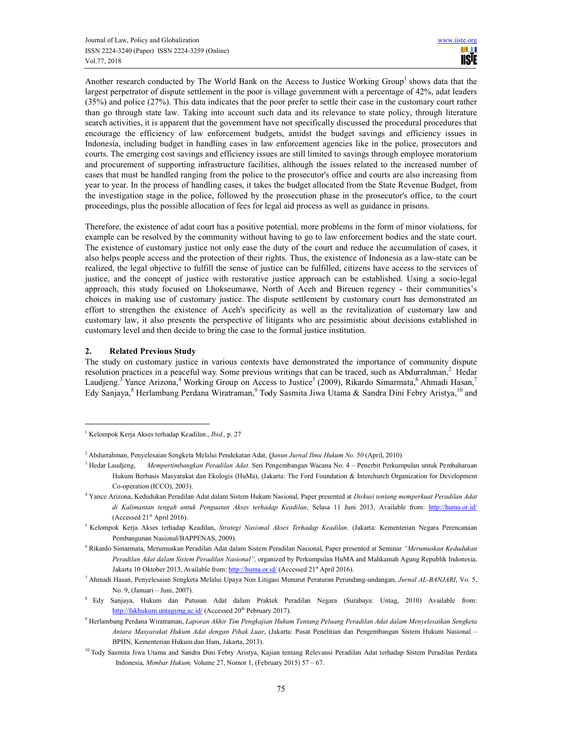Another research conducted by The World Bank on the Access to Justice Working Group[1] shows data that the largest perpetrator of dispute settlement in the poor is village government with a percentage of 42%, adat leaders (35%) and police (27%). This data indicates that the poor prefer to settle their case in the customary court rather than go through state law. Taking into account such data and its relevance to state policy, through literature search activities, it is apparent that the government have not specifically discussed the procedural procedures that encourage the efficiency of law enforcement budgets, amidst the budget savings and efficiency issues in Indonesia, including budget in handling cases in law enforcement agencies like in the police, prosecutors and courts. The emerging cost savings and efficiency issues are still limited to savings through employee moratorium and procurement of supporting infrastructure facilities, although the issues related to the increased number of cases that must be handled ranging from the police to the prosecutor's office and courts are also increasing from year to year. In the process of handling cases, it takes the budget allocated from the State Revenue Budget, from the investigation stage in the police, followed by the prosecution phase in the prosecutor's office, to the court proceedings, plus the possible allocation of fees for legal aid process as well as guidance in prisons.

Therefore, the existence of adat court has a positive potential, more problems in the form of minor violations, for example can be resolved by the community without having to go to law enforcement bodies and the state court. The existence of customary justice not only ease the duty of the court and reduce the accumulation of cases, it also helps people access and the protection of their rights. Thus, the existence of Indonesia as a law-state can be realized, the legal objective to fulfill the sense of justice can be fulfilled, citizens have access to the services of justice, and the concept of justice with restorative justice approach can be established. Using a socio-legal approach, this study focused on Lhokseumawe, North of Aceh and Bireuen regency - their communities's choices in making use of customary justice. The dispute settlement by customary court has demonstrated an effort to strengthen the existence of Aceh's specificity as well as the revitalization of customary law and customary law, it also presents the perspective of litigants who are pessimistic about decisions established in customary level and then decide to bring the case to the formal justice institution.

## 2. Related Previous Study

The study on customary justice in various contexts have demonstrated the importance of community dispute resolution practices in a peaceful way. Some previous writings that can be traced, such as Abdurrahman,[2] Hedar Laudjeng.[3] Yance Arizona,[4] Working Group on Access to Justice[5] (2009), Rikardo Simarmata,[6] Ahmadi Hasan,[7] Edy Sanjaya,[8] Herlambang Perdana Wiratraman,[9] Tody Sasmita Jiwa Utama & Sandra Dini Febry Aristya,[10] and

---

[1] Kelompok Kerja Akses terhadap Keadilan., *Ibid.,* p. 27

[2] Abdurrahman, Penyelesaian Sengketa Melalui Pendekatan Adat, *Qanun Jurnal Ilmu Hukum No. 50* (April, 2010)

[3] Hedar Laudjeng, *Mempertimbangkan Peradilan Adat.* Seri Pengembangan Wacana No. 4 – Penerbit Perkumpulan untuk Pembaharuan Hukum Berbasis Masyarakat dan Ekologis (HuMa), (Jakarta: The Ford Foundation & Interchurch Organization for Development Co-operation (ICCO), 2003).

[4] Yance Arizona, Kedudukan Peradilan Adat dalam Sistem Hukum Nasional, Paper presented at *Diskusi tentang memperkuat Peradilan Adat di Kalimantan tengah untuk Penguatan Akses terhadap Keadilan*, Selasa 11 Juni 2013, Available from: http://huma.or.id/ (Accessed 21st April 2016).

[5] Kelompok Kerja Akses terhadap Keadilan, *Strategi Nasional Akses Terhadap Keadilan*. (Jakarta: Kementerian Negara Perencanaan Pembangunan Nasional/BAPPENAS, 2009).

[6] Rikardo Simarmata, Merumuskan Peradilan Adat dalam Sistem Peradilan Nasional, Paper presented at Seminar *"Merumuskan Kedudukan Peradilan Adat dalam Sistem Peradilan Nasional",* organized by Perkumpulan HuMA and Mahkamah Agung Republik Indonesia, Jakarta 10 Oktober 2013, Available from: http://huma.or.id/ (Accessed 21st April 2016).

[7] Ahmadi Hasan, Penyelesaian Sengketa Melalui Upaya Non Litigasi Menurut Peraturan Perundang-undangan, *Jurnal AL-BANJARI*, Vo. 5, No. 9, (Januari – Juni, 2007).

[8] Edy Sanjaya, Hukum dan Putusan Adat dalam Praktek Peradilan Negara (Surabaya: Untag, 2010) Available from: http://fakhukum.untagsmg.ac.id/ (Accessed 20th Pebruary 2017).

[9] Herlambang Perdana Wiratraman, *Laporan Akhir Tim Pengkajian Hukum Tentang Peluang Peradilan Adat dalam Menyelesaikan Sengketa Antara Masyarakat Hukum Adat dengan Pihak Luar*, (Jakarta: Pusat Penelitian dan Pengembangan Sistem Hukum Nasional – BPHN, Kementerian Hukum dan Ham, Jakarta, 2013).

[10] Tody Sasmita Jiwa Utama and Sandra Dini Febry Aristya, Kajian tentang Relevansi Peradilan Adat terhadap Sistem Peradilan Perdata Indonesia, *Mimbar Hukum,* Volume 27, Nomor 1, (February 2015) 57 – 67.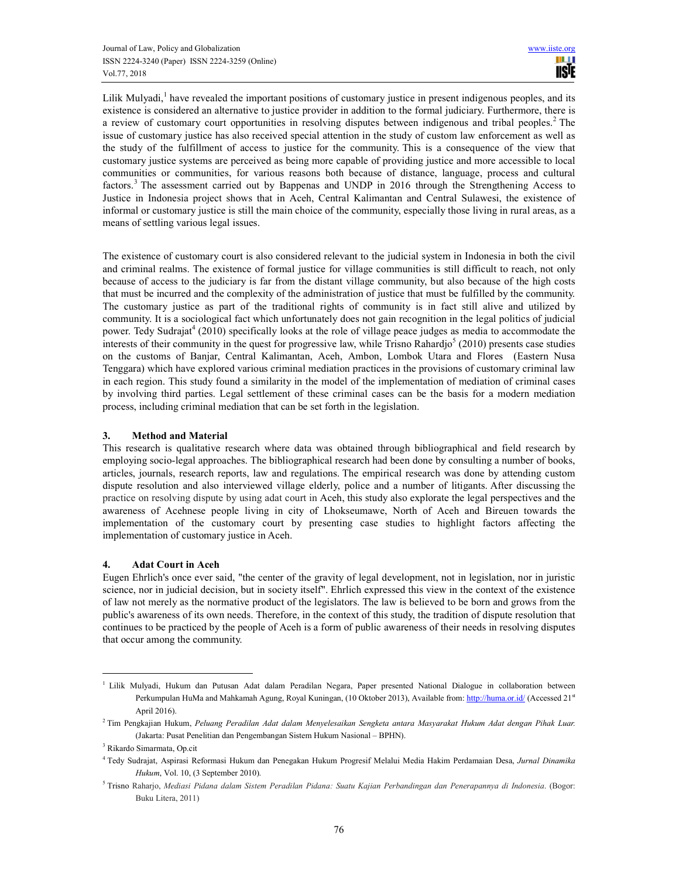Lilik Mulyadi,[1] have revealed the important positions of customary justice in present indigenous peoples, and its existence is considered an alternative to justice provider in addition to the formal judiciary. Furthermore, there is a review of customary court opportunities in resolving disputes between indigenous and tribal peoples.[2] The issue of customary justice has also received special attention in the study of custom law enforcement as well as the study of the fulfillment of access to justice for the community. This is a consequence of the view that customary justice systems are perceived as being more capable of providing justice and more accessible to local communities or communities, for various reasons both because of distance, language, process and cultural factors.[3] The assessment carried out by Bappenas and UNDP in 2016 through the Strengthening Access to Justice in Indonesia project shows that in Aceh, Central Kalimantan and Central Sulawesi, the existence of informal or customary justice is still the main choice of the community, especially those living in rural areas, as a means of settling various legal issues.

The existence of customary court is also considered relevant to the judicial system in Indonesia in both the civil and criminal realms. The existence of formal justice for village communities is still difficult to reach, not only because of access to the judiciary is far from the distant village community, but also because of the high costs that must be incurred and the complexity of the administration of justice that must be fulfilled by the community. The customary justice as part of the traditional rights of community is in fact still alive and utilized by community. It is a sociological fact which unfortunately does not gain recognition in the legal politics of judicial power. Tedy Sudrajat[4] (2010) specifically looks at the role of village peace judges as media to accommodate the interests of their community in the quest for progressive law, while Trisno Rahardjo[5] (2010) presents case studies on the customs of Banjar, Central Kalimantan, Aceh, Ambon, Lombok Utara and Flores (Eastern Nusa Tenggara) which have explored various criminal mediation practices in the provisions of customary criminal law in each region. This study found a similarity in the model of the implementation of mediation of criminal cases by involving third parties. Legal settlement of these criminal cases can be the basis for a modern mediation process, including criminal mediation that can be set forth in the legislation.

## 3. Method and Material

This research is qualitative research where data was obtained through bibliographical and field research by employing socio-legal approaches. The bibliographical research had been done by consulting a number of books, articles, journals, research reports, law and regulations. The empirical research was done by attending custom dispute resolution and also interviewed village elderly, police and a number of litigants. After discussing the practice on resolving dispute by using adat court in Aceh, this study also explorate the legal perspectives and the awareness of Acehnese people living in city of Lhokseumawe, North of Aceh and Bireuen towards the implementation of the customary court by presenting case studies to highlight factors affecting the implementation of customary justice in Aceh.

## 4. Adat Court in Aceh

Eugen Ehrlich's once ever said, "the center of the gravity of legal development, not in legislation, nor in juristic science, nor in judicial decision, but in society itself". Ehrlich expressed this view in the context of the existence of law not merely as the normative product of the legislators. The law is believed to be born and grows from the public's awareness of its own needs. Therefore, in the context of this study, the tradition of dispute resolution that continues to be practiced by the people of Aceh is a form of public awareness of their needs in resolving disputes that occur among the community.

---

[1] Lilik Mulyadi, Hukum dan Putusan Adat dalam Peradilan Negara, Paper presented National Dialogue in collaboration between Perkumpulan HuMa and Mahkamah Agung, Royal Kuningan, (10 Oktober 2013), Available from: http://huma.or.id/ (Accessed 21st April 2016).

[2] Tim Pengkajian Hukum, *Peluang Peradilan Adat dalam Menyelesaikan Sengketa antara Masyarakat Hukum Adat dengan Pihak Luar.* (Jakarta: Pusat Penelitian dan Pengembangan Sistem Hukum Nasional – BPHN).

[3] Rikardo Simarmata, Op.cit

[4] Tedy Sudrajat, Aspirasi Reformasi Hukum dan Penegakan Hukum Progresif Melalui Media Hakim Perdamaian Desa, *Jurnal Dinamika Hukum*, Vol. 10, (3 September 2010).

[5] Trisno Raharjo, *Mediasi Pidana dalam Sistem Peradilan Pidana: Suatu Kajian Perbandingan dan Penerapannya di Indonesia*. (Bogor: Buku Litera, 2011)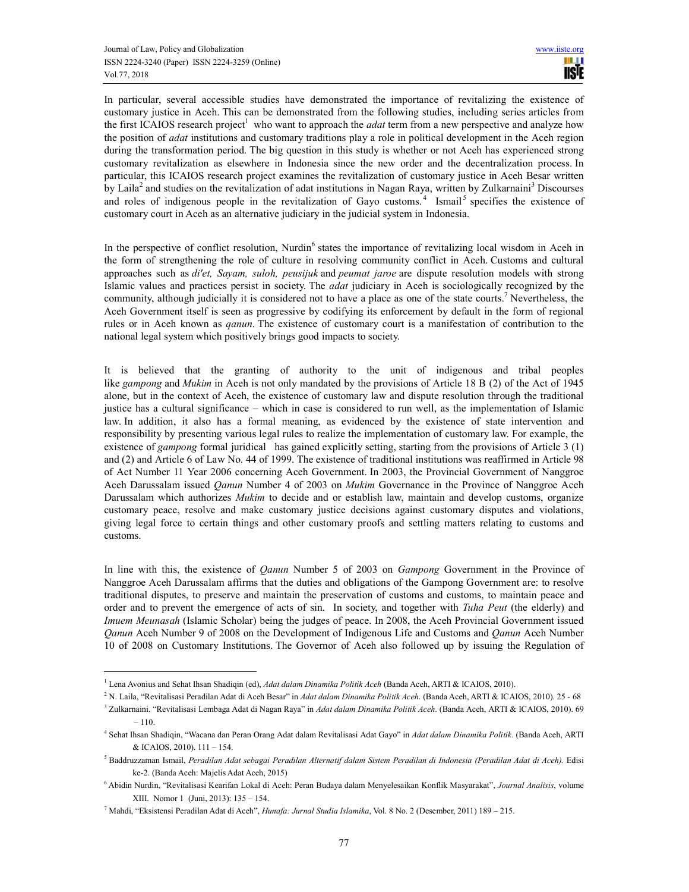In particular, several accessible studies have demonstrated the importance of revitalizing the existence of customary justice in Aceh. This can be demonstrated from the following studies, including series articles from the first ICAIOS research project[1] who want to approach the *adat* term from a new perspective and analyze how the position of *adat* institutions and customary traditions play a role in political development in the Aceh region during the transformation period. The big question in this study is whether or not Aceh has experienced strong customary revitalization as elsewhere in Indonesia since the new order and the decentralization process. In particular, this ICAIOS research project examines the revitalization of customary justice in Aceh Besar written by Laila[2] and studies on the revitalization of adat institutions in Nagan Raya, written by Zulkarnaini[3] Discourses and roles of indigenous people in the revitalization of Gayo customs.[4] Ismail[5] specifies the existence of customary court in Aceh as an alternative judiciary in the judicial system in Indonesia.

In the perspective of conflict resolution, Nurdin[6] states the importance of revitalizing local wisdom in Aceh in the form of strengthening the role of culture in resolving community conflict in Aceh. Customs and cultural approaches such as *di'et, Sayam, suloh, peusijuk* and *peumat jaroe* are dispute resolution models with strong Islamic values and practices persist in society. The *adat* judiciary in Aceh is sociologically recognized by the community, although judicially it is considered not to have a place as one of the state courts.[7] Nevertheless, the Aceh Government itself is seen as progressive by codifying its enforcement by default in the form of regional rules or in Aceh known as *qanun*. The existence of customary court is a manifestation of contribution to the national legal system which positively brings good impacts to society.

It is believed that the granting of authority to the unit of indigenous and tribal peoples like *gampong* and *Mukim* in Aceh is not only mandated by the provisions of Article 18 B (2) of the Act of 1945 alone, but in the context of Aceh, the existence of customary law and dispute resolution through the traditional justice has a cultural significance – which in case is considered to run well, as the implementation of Islamic law. In addition, it also has a formal meaning, as evidenced by the existence of state intervention and responsibility by presenting various legal rules to realize the implementation of customary law. For example, the existence of *gampong* formal juridical has gained explicitly setting, starting from the provisions of Article 3 (1) and (2) and Article 6 of Law No. 44 of 1999. The existence of traditional institutions was reaffirmed in Article 98 of Act Number 11 Year 2006 concerning Aceh Government. In 2003, the Provincial Government of Nanggroe Aceh Darussalam issued *Qanun* Number 4 of 2003 on *Mukim* Governance in the Province of Nanggroe Aceh Darussalam which authorizes *Mukim* to decide and or establish law, maintain and develop customs, organize customary peace, resolve and make customary justice decisions against customary disputes and violations, giving legal force to certain things and other customary proofs and settling matters relating to customs and customs.

In line with this, the existence of *Qanun* Number 5 of 2003 on *Gampong* Government in the Province of Nanggroe Aceh Darussalam affirms that the duties and obligations of the Gampong Government are: to resolve traditional disputes, to preserve and maintain the preservation of customs and customs, to maintain peace and order and to prevent the emergence of acts of sin. In society, and together with *Tuha Peut* (the elderly) and *Imuem Meunasah* (Islamic Scholar) being the judges of peace. In 2008, the Aceh Provincial Government issued *Qanun* Aceh Number 9 of 2008 on the Development of Indigenous Life and Customs and *Qanun* Aceh Number 10 of 2008 on Customary Institutions. The Governor of Aceh also followed up by issuing the Regulation of

---

[1] Lena Avonius and Sehat Ihsan Shadiqin (ed), *Adat dalam Dinamika Politik Aceh* (Banda Aceh, ARTI & ICAIOS, 2010).

[2] N. Laila, "Revitalisasi Peradilan Adat di Aceh Besar" in *Adat dalam Dinamika Politik Aceh*. (Banda Aceh, ARTI & ICAIOS, 2010). 25 - 68

[3] Zulkarnaini. "Revitalisasi Lembaga Adat di Nagan Raya" in *Adat dalam Dinamika Politik Aceh*. (Banda Aceh, ARTI & ICAIOS, 2010). 69 – 110.

[4] Sehat Ihsan Shadiqin, "Wacana dan Peran Orang Adat dalam Revitalisasi Adat Gayo" in *Adat dalam Dinamika Politik*. (Banda Aceh, ARTI & ICAIOS, 2010). 111 – 154.

[5] Baddruzzaman Ismail, *Peradilan Adat sebagai Peradilan Alternatif dalam Sistem Peradilan di Indonesia (Peradilan Adat di Aceh).* Edisi ke-2. (Banda Aceh: Majelis Adat Aceh, 2015)

[6] Abidin Nurdin, "Revitalisasi Kearifan Lokal di Aceh: Peran Budaya dalam Menyelesaikan Konflik Masyarakat", *Journal Analisis*, volume XIII. Nomor 1 (Juni, 2013): 135 – 154.

[7] Mahdi, "Eksistensi Peradilan Adat di Aceh", *Hunafa: Jurnal Studia Islamika*, Vol. 8 No. 2 (Desember, 2011) 189 – 215.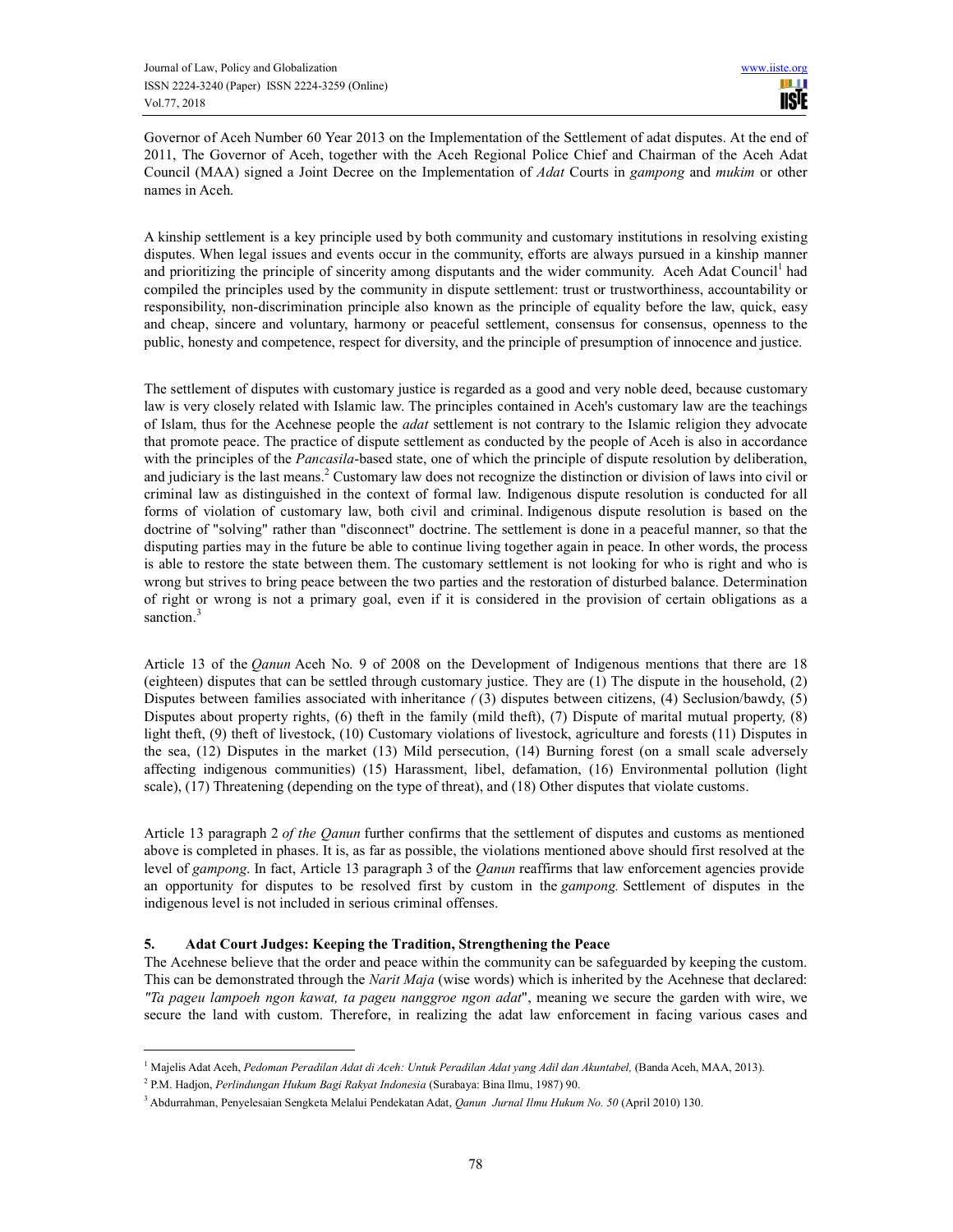Governor of Aceh Number 60 Year 2013 on the Implementation of the Settlement of adat disputes. At the end of 2011, The Governor of Aceh, together with the Aceh Regional Police Chief and Chairman of the Aceh Adat Council (MAA) signed a Joint Decree on the Implementation of *Adat* Courts in *gampong* and *mukim* or other names in Aceh.

A kinship settlement is a key principle used by both community and customary institutions in resolving existing disputes. When legal issues and events occur in the community, efforts are always pursued in a kinship manner and prioritizing the principle of sincerity among disputants and the wider community. Aceh Adat Council[1] had compiled the principles used by the community in dispute settlement: trust or trustworthiness, accountability or responsibility, non-discrimination principle also known as the principle of equality before the law, quick, easy and cheap, sincere and voluntary, harmony or peaceful settlement, consensus for consensus, openness to the public, honesty and competence, respect for diversity, and the principle of presumption of innocence and justice.

The settlement of disputes with customary justice is regarded as a good and very noble deed, because customary law is very closely related with Islamic law. The principles contained in Aceh's customary law are the teachings of Islam, thus for the Acehnese people the *adat* settlement is not contrary to the Islamic religion they advocate that promote peace. The practice of dispute settlement as conducted by the people of Aceh is also in accordance with the principles of the *Pancasila*-based state, one of which the principle of dispute resolution by deliberation, and judiciary is the last means.[2] Customary law does not recognize the distinction or division of laws into civil or criminal law as distinguished in the context of formal law. Indigenous dispute resolution is conducted for all forms of violation of customary law, both civil and criminal. Indigenous dispute resolution is based on the doctrine of "solving" rather than "disconnect" doctrine. The settlement is done in a peaceful manner, so that the disputing parties may in the future be able to continue living together again in peace. In other words, the process is able to restore the state between them. The customary settlement is not looking for who is right and who is wrong but strives to bring peace between the two parties and the restoration of disturbed balance. Determination of right or wrong is not a primary goal, even if it is considered in the provision of certain obligations as a sanction.[3]

Article 13 of the *Qanun* Aceh No. 9 of 2008 on the Development of Indigenous mentions that there are 18 (eighteen) disputes that can be settled through customary justice. They are (1) The dispute in the household, (2) Disputes between families associated with inheritance *(* (3) disputes between citizens, (4) Seclusion/bawdy, (5) Disputes about property rights, (6) theft in the family (mild theft), (7) Dispute of marital mutual property*,* (8) light theft, (9) theft of livestock, (10) Customary violations of livestock, agriculture and forests (11) Disputes in the sea, (12) Disputes in the market (13) Mild persecution, (14) Burning forest (on a small scale adversely affecting indigenous communities) (15) Harassment, libel, defamation, (16) Environmental pollution (light scale), (17) Threatening (depending on the type of threat), and (18) Other disputes that violate customs.

Article 13 paragraph 2 *of the Qanun* further confirms that the settlement of disputes and customs as mentioned above is completed in phases. It is, as far as possible, the violations mentioned above should first resolved at the level of *gampong.* In fact, Article 13 paragraph 3 of the *Qanun* reaffirms that law enforcement agencies provide an opportunity for disputes to be resolved first by custom in the *gampong.* Settlement of disputes in the indigenous level is not included in serious criminal offenses.

## 5. Adat Court Judges: Keeping the Tradition, Strengthening the Peace

The Acehnese believe that the order and peace within the community can be safeguarded by keeping the custom. This can be demonstrated through the *Narit Maja* (wise words) which is inherited by the Acehnese that declared: *"Ta pageu lampoeh ngon kawat, ta pageu nanggroe ngon adat*", meaning we secure the garden with wire, we secure the land with custom. Therefore, in realizing the adat law enforcement in facing various cases and

---

[1] Majelis Adat Aceh, *Pedoman Peradilan Adat di Aceh: Untuk Peradilan Adat yang Adil dan Akuntabel,* (Banda Aceh, MAA, 2013).

[2] P.M. Hadjon, *Perlindungan Hukum Bagi Rakyat Indonesia* (Surabaya: Bina Ilmu, 1987) 90.

[3] Abdurrahman, Penyelesaian Sengketa Melalui Pendekatan Adat, *Qanun Jurnal Ilmu Hukum No. 50* (April 2010) 130.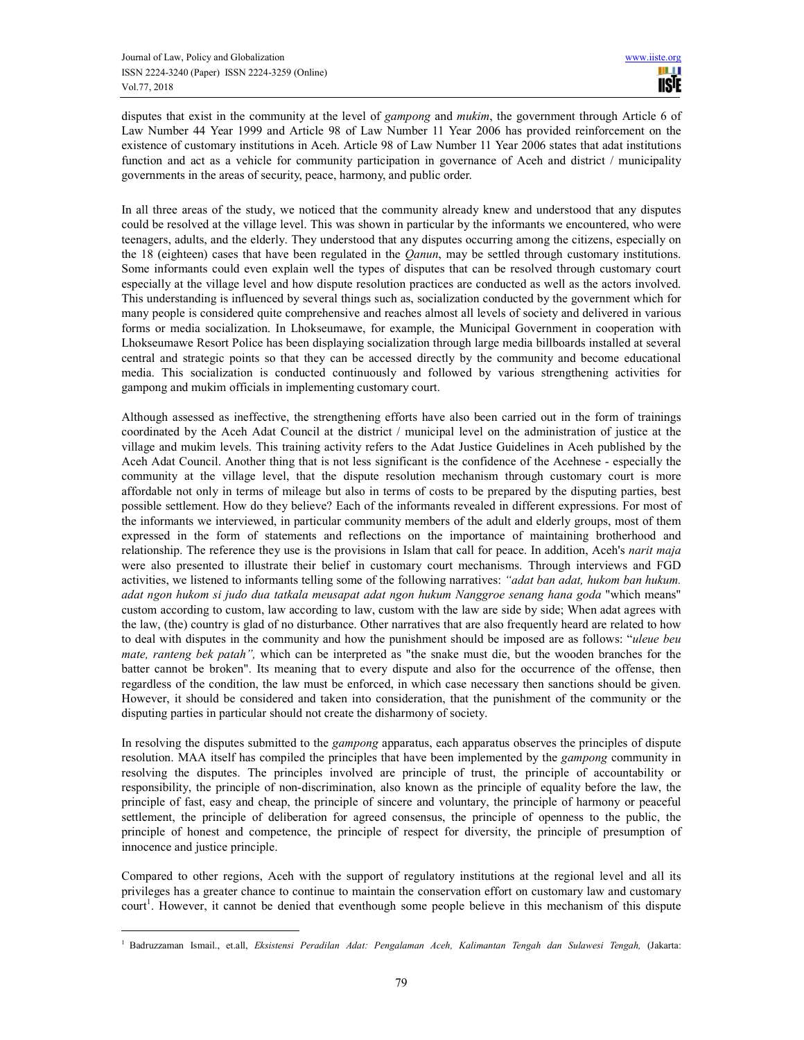disputes that exist in the community at the level of *gampong* and *mukim*, the government through Article 6 of Law Number 44 Year 1999 and Article 98 of Law Number 11 Year 2006 has provided reinforcement on the existence of customary institutions in Aceh. Article 98 of Law Number 11 Year 2006 states that adat institutions function and act as a vehicle for community participation in governance of Aceh and district / municipality governments in the areas of security, peace, harmony, and public order.

In all three areas of the study, we noticed that the community already knew and understood that any disputes could be resolved at the village level. This was shown in particular by the informants we encountered, who were teenagers, adults, and the elderly. They understood that any disputes occurring among the citizens, especially on the 18 (eighteen) cases that have been regulated in the *Qanun*, may be settled through customary institutions. Some informants could even explain well the types of disputes that can be resolved through customary court especially at the village level and how dispute resolution practices are conducted as well as the actors involved. This understanding is influenced by several things such as, socialization conducted by the government which for many people is considered quite comprehensive and reaches almost all levels of society and delivered in various forms or media socialization. In Lhokseumawe, for example, the Municipal Government in cooperation with Lhokseumawe Resort Police has been displaying socialization through large media billboards installed at several central and strategic points so that they can be accessed directly by the community and become educational media. This socialization is conducted continuously and followed by various strengthening activities for gampong and mukim officials in implementing customary court.

Although assessed as ineffective, the strengthening efforts have also been carried out in the form of trainings coordinated by the Aceh Adat Council at the district / municipal level on the administration of justice at the village and mukim levels. This training activity refers to the Adat Justice Guidelines in Aceh published by the Aceh Adat Council. Another thing that is not less significant is the confidence of the Acehnese - especially the community at the village level, that the dispute resolution mechanism through customary court is more affordable not only in terms of mileage but also in terms of costs to be prepared by the disputing parties, best possible settlement. How do they believe? Each of the informants revealed in different expressions. For most of the informants we interviewed, in particular community members of the adult and elderly groups, most of them expressed in the form of statements and reflections on the importance of maintaining brotherhood and relationship. The reference they use is the provisions in Islam that call for peace. In addition, Aceh's *narit maja* were also presented to illustrate their belief in customary court mechanisms. Through interviews and FGD activities, we listened to informants telling some of the following narratives: *"adat ban adat, hukom ban hukum. adat ngon hukom si judo dua tatkala meusapat adat ngon hukum Nanggroe senang hana goda* "which means" custom according to custom, law according to law, custom with the law are side by side; When adat agrees with the law, (the) country is glad of no disturbance. Other narratives that are also frequently heard are related to how to deal with disputes in the community and how the punishment should be imposed are as follows: "*uleue beu mate, ranteng bek patah",* which can be interpreted as "the snake must die, but the wooden branches for the batter cannot be broken". Its meaning that to every dispute and also for the occurrence of the offense, then regardless of the condition, the law must be enforced, in which case necessary then sanctions should be given. However, it should be considered and taken into consideration, that the punishment of the community or the disputing parties in particular should not create the disharmony of society.

In resolving the disputes submitted to the *gampong* apparatus, each apparatus observes the principles of dispute resolution. MAA itself has compiled the principles that have been implemented by the *gampong* community in resolving the disputes. The principles involved are principle of trust, the principle of accountability or responsibility, the principle of non-discrimination, also known as the principle of equality before the law, the principle of fast, easy and cheap, the principle of sincere and voluntary, the principle of harmony or peaceful settlement, the principle of deliberation for agreed consensus, the principle of openness to the public, the principle of honest and competence, the principle of respect for diversity, the principle of presumption of innocence and justice principle.

Compared to other regions, Aceh with the support of regulatory institutions at the regional level and all its privileges has a greater chance to continue to maintain the conservation effort on customary law and customary court[1]. However, it cannot be denied that eventhough some people believe in this mechanism of this dispute

---

[1] Badruzzaman Ismail., et.all, *Eksistensi Peradilan Adat: Pengalaman Aceh, Kalimantan Tengah dan Sulawesi Tengah,* (Jakarta: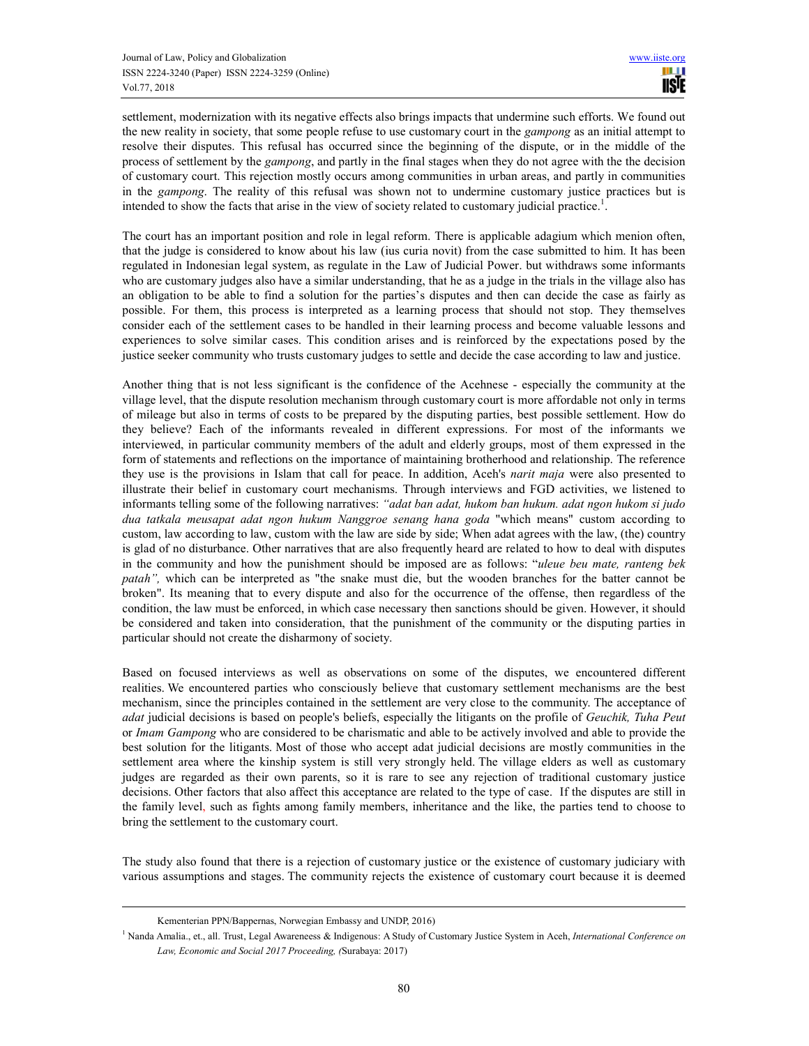settlement, modernization with its negative effects also brings impacts that undermine such efforts. We found out the new reality in society, that some people refuse to use customary court in the *gampong* as an initial attempt to resolve their disputes. This refusal has occurred since the beginning of the dispute, or in the middle of the process of settlement by the *gampong*, and partly in the final stages when they do not agree with the the decision of customary court. This rejection mostly occurs among communities in urban areas, and partly in communities in the *gampong*. The reality of this refusal was shown not to undermine customary justice practices but is intended to show the facts that arise in the view of society related to customary judicial practice.[1].

The court has an important position and role in legal reform. There is applicable adagium which menion often, that the judge is considered to know about his law (ius curia novit) from the case submitted to him. It has been regulated in Indonesian legal system, as regulate in the Law of Judicial Power. but withdraws some informants who are customary judges also have a similar understanding, that he as a judge in the trials in the village also has an obligation to be able to find a solution for the parties's disputes and then can decide the case as fairly as possible. For them, this process is interpreted as a learning process that should not stop. They themselves consider each of the settlement cases to be handled in their learning process and become valuable lessons and experiences to solve similar cases. This condition arises and is reinforced by the expectations posed by the justice seeker community who trusts customary judges to settle and decide the case according to law and justice.

Another thing that is not less significant is the confidence of the Acehnese - especially the community at the village level, that the dispute resolution mechanism through customary court is more affordable not only in terms of mileage but also in terms of costs to be prepared by the disputing parties, best possible settlement. How do they believe? Each of the informants revealed in different expressions. For most of the informants we interviewed, in particular community members of the adult and elderly groups, most of them expressed in the form of statements and reflections on the importance of maintaining brotherhood and relationship. The reference they use is the provisions in Islam that call for peace. In addition, Aceh's *narit maja* were also presented to illustrate their belief in customary court mechanisms. Through interviews and FGD activities, we listened to informants telling some of the following narratives: *"adat ban adat, hukom ban hukum. adat ngon hukom si judo dua tatkala meusapat adat ngon hukum Nanggroe senang hana goda* "which means" custom according to custom, law according to law, custom with the law are side by side; When adat agrees with the law, (the) country is glad of no disturbance. Other narratives that are also frequently heard are related to how to deal with disputes in the community and how the punishment should be imposed are as follows: "*uleue beu mate, ranteng bek patah",* which can be interpreted as "the snake must die, but the wooden branches for the batter cannot be broken". Its meaning that to every dispute and also for the occurrence of the offense, then regardless of the condition, the law must be enforced, in which case necessary then sanctions should be given. However, it should be considered and taken into consideration, that the punishment of the community or the disputing parties in particular should not create the disharmony of society.

Based on focused interviews as well as observations on some of the disputes, we encountered different realities. We encountered parties who consciously believe that customary settlement mechanisms are the best mechanism, since the principles contained in the settlement are very close to the community. The acceptance of *adat* judicial decisions is based on people's beliefs, especially the litigants on the profile of *Geuchik, Tuha Peut* or *Imam Gampong* who are considered to be charismatic and able to be actively involved and able to provide the best solution for the litigants. Most of those who accept adat judicial decisions are mostly communities in the settlement area where the kinship system is still very strongly held. The village elders as well as customary judges are regarded as their own parents, so it is rare to see any rejection of traditional customary justice decisions. Other factors that also affect this acceptance are related to the type of case. If the disputes are still in the family level, such as fights among family members, inheritance and the like, the parties tend to choose to bring the settlement to the customary court.

The study also found that there is a rejection of customary justice or the existence of customary judiciary with various assumptions and stages. The community rejects the existence of customary court because it is deemed

---

Kementerian PPN/Bappernas, Norwegian Embassy and UNDP, 2016)

[1] Nanda Amalia., et., all. Trust, Legal Awareneess & Indigenous: A Study of Customary Justice System in Aceh, *International Conference on Law, Economic and Social 2017 Proceeding, (*Surabaya: 2017)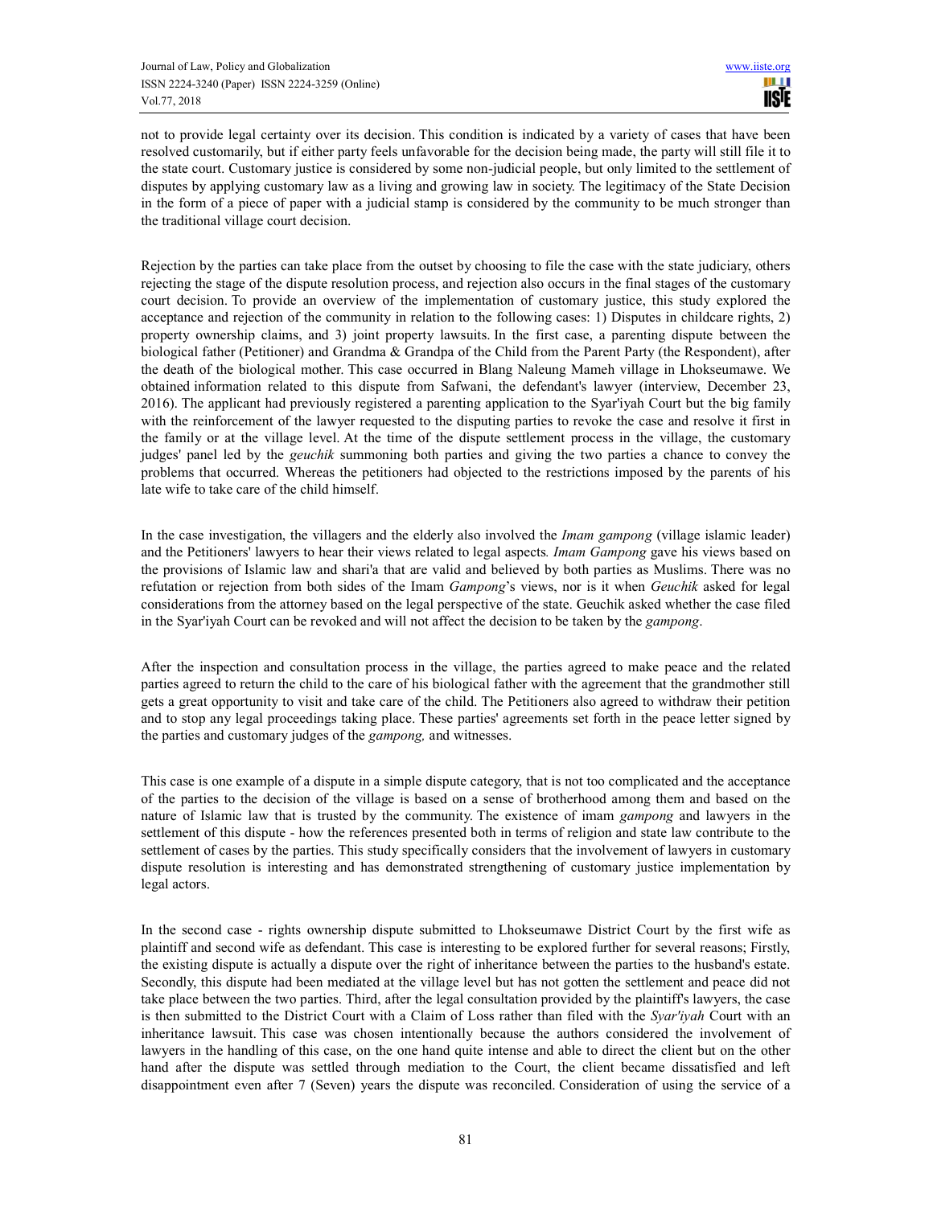not to provide legal certainty over its decision. This condition is indicated by a variety of cases that have been resolved customarily, but if either party feels unfavorable for the decision being made, the party will still file it to the state court. Customary justice is considered by some non-judicial people, but only limited to the settlement of disputes by applying customary law as a living and growing law in society. The legitimacy of the State Decision in the form of a piece of paper with a judicial stamp is considered by the community to be much stronger than the traditional village court decision.

Rejection by the parties can take place from the outset by choosing to file the case with the state judiciary, others rejecting the stage of the dispute resolution process, and rejection also occurs in the final stages of the customary court decision. To provide an overview of the implementation of customary justice, this study explored the acceptance and rejection of the community in relation to the following cases: 1) Disputes in childcare rights, 2) property ownership claims, and 3) joint property lawsuits. In the first case, a parenting dispute between the biological father (Petitioner) and Grandma & Grandpa of the Child from the Parent Party (the Respondent), after the death of the biological mother. This case occurred in Blang Naleung Mameh village in Lhokseumawe. We obtained information related to this dispute from Safwani, the defendant's lawyer (interview, December 23, 2016). The applicant had previously registered a parenting application to the Syar'iyah Court but the big family with the reinforcement of the lawyer requested to the disputing parties to revoke the case and resolve it first in the family or at the village level. At the time of the dispute settlement process in the village, the customary judges' panel led by the *geuchik* summoning both parties and giving the two parties a chance to convey the problems that occurred. Whereas the petitioners had objected to the restrictions imposed by the parents of his late wife to take care of the child himself.

In the case investigation, the villagers and the elderly also involved the *Imam gampong* (village islamic leader) and the Petitioners' lawyers to hear their views related to legal aspects*. Imam Gampong* gave his views based on the provisions of Islamic law and shari'a that are valid and believed by both parties as Muslims. There was no refutation or rejection from both sides of the Imam *Gampong*'s views, nor is it when *Geuchik* asked for legal considerations from the attorney based on the legal perspective of the state. Geuchik asked whether the case filed in the Syar'iyah Court can be revoked and will not affect the decision to be taken by the *gampong*.

After the inspection and consultation process in the village, the parties agreed to make peace and the related parties agreed to return the child to the care of his biological father with the agreement that the grandmother still gets a great opportunity to visit and take care of the child. The Petitioners also agreed to withdraw their petition and to stop any legal proceedings taking place. These parties' agreements set forth in the peace letter signed by the parties and customary judges of the *gampong,* and witnesses.

This case is one example of a dispute in a simple dispute category, that is not too complicated and the acceptance of the parties to the decision of the village is based on a sense of brotherhood among them and based on the nature of Islamic law that is trusted by the community. The existence of imam *gampong* and lawyers in the settlement of this dispute - how the references presented both in terms of religion and state law contribute to the settlement of cases by the parties. This study specifically considers that the involvement of lawyers in customary dispute resolution is interesting and has demonstrated strengthening of customary justice implementation by legal actors.

In the second case - rights ownership dispute submitted to Lhokseumawe District Court by the first wife as plaintiff and second wife as defendant. This case is interesting to be explored further for several reasons; Firstly, the existing dispute is actually a dispute over the right of inheritance between the parties to the husband's estate. Secondly, this dispute had been mediated at the village level but has not gotten the settlement and peace did not take place between the two parties. Third, after the legal consultation provided by the plaintiff's lawyers, the case is then submitted to the District Court with a Claim of Loss rather than filed with the *Syar'iyah* Court with an inheritance lawsuit. This case was chosen intentionally because the authors considered the involvement of lawyers in the handling of this case, on the one hand quite intense and able to direct the client but on the other hand after the dispute was settled through mediation to the Court, the client became dissatisfied and left disappointment even after 7 (Seven) years the dispute was reconciled. Consideration of using the service of a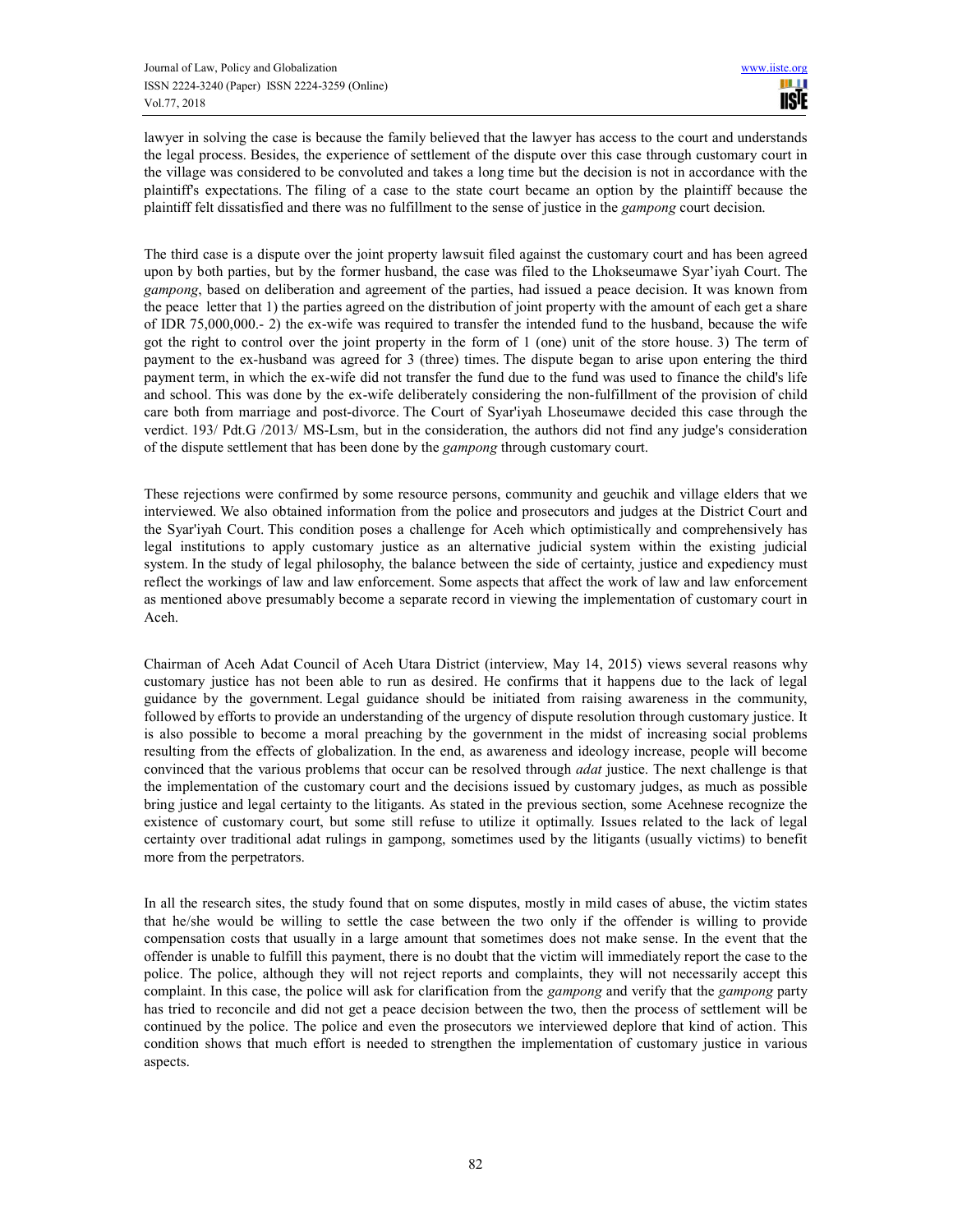lawyer in solving the case is because the family believed that the lawyer has access to the court and understands the legal process. Besides, the experience of settlement of the dispute over this case through customary court in the village was considered to be convoluted and takes a long time but the decision is not in accordance with the plaintiff's expectations. The filing of a case to the state court became an option by the plaintiff because the plaintiff felt dissatisfied and there was no fulfillment to the sense of justice in the *gampong* court decision.

The third case is a dispute over the joint property lawsuit filed against the customary court and has been agreed upon by both parties, but by the former husband, the case was filed to the Lhokseumawe Syar'iyah Court. The *gampong*, based on deliberation and agreement of the parties, had issued a peace decision. It was known from the peace letter that 1) the parties agreed on the distribution of joint property with the amount of each get a share of IDR 75,000,000.- 2) the ex-wife was required to transfer the intended fund to the husband, because the wife got the right to control over the joint property in the form of 1 (one) unit of the store house. 3) The term of payment to the ex-husband was agreed for 3 (three) times. The dispute began to arise upon entering the third payment term, in which the ex-wife did not transfer the fund due to the fund was used to finance the child's life and school. This was done by the ex-wife deliberately considering the non-fulfillment of the provision of child care both from marriage and post-divorce. The Court of Syar'iyah Lhoseumawe decided this case through the verdict. 193/ Pdt.G /2013/ MS-Lsm, but in the consideration, the authors did not find any judge's consideration of the dispute settlement that has been done by the *gampong* through customary court.

These rejections were confirmed by some resource persons, community and geuchik and village elders that we interviewed. We also obtained information from the police and prosecutors and judges at the District Court and the Syar'iyah Court. This condition poses a challenge for Aceh which optimistically and comprehensively has legal institutions to apply customary justice as an alternative judicial system within the existing judicial system. In the study of legal philosophy, the balance between the side of certainty, justice and expediency must reflect the workings of law and law enforcement. Some aspects that affect the work of law and law enforcement as mentioned above presumably become a separate record in viewing the implementation of customary court in Aceh.

Chairman of Aceh Adat Council of Aceh Utara District (interview, May 14, 2015) views several reasons why customary justice has not been able to run as desired. He confirms that it happens due to the lack of legal guidance by the government. Legal guidance should be initiated from raising awareness in the community, followed by efforts to provide an understanding of the urgency of dispute resolution through customary justice. It is also possible to become a moral preaching by the government in the midst of increasing social problems resulting from the effects of globalization. In the end, as awareness and ideology increase, people will become convinced that the various problems that occur can be resolved through *adat* justice. The next challenge is that the implementation of the customary court and the decisions issued by customary judges, as much as possible bring justice and legal certainty to the litigants. As stated in the previous section, some Acehnese recognize the existence of customary court, but some still refuse to utilize it optimally. Issues related to the lack of legal certainty over traditional adat rulings in gampong, sometimes used by the litigants (usually victims) to benefit more from the perpetrators.

In all the research sites, the study found that on some disputes, mostly in mild cases of abuse, the victim states that he/she would be willing to settle the case between the two only if the offender is willing to provide compensation costs that usually in a large amount that sometimes does not make sense. In the event that the offender is unable to fulfill this payment, there is no doubt that the victim will immediately report the case to the police. The police, although they will not reject reports and complaints, they will not necessarily accept this complaint. In this case, the police will ask for clarification from the *gampong* and verify that the *gampong* party has tried to reconcile and did not get a peace decision between the two, then the process of settlement will be continued by the police. The police and even the prosecutors we interviewed deplore that kind of action. This condition shows that much effort is needed to strengthen the implementation of customary justice in various aspects.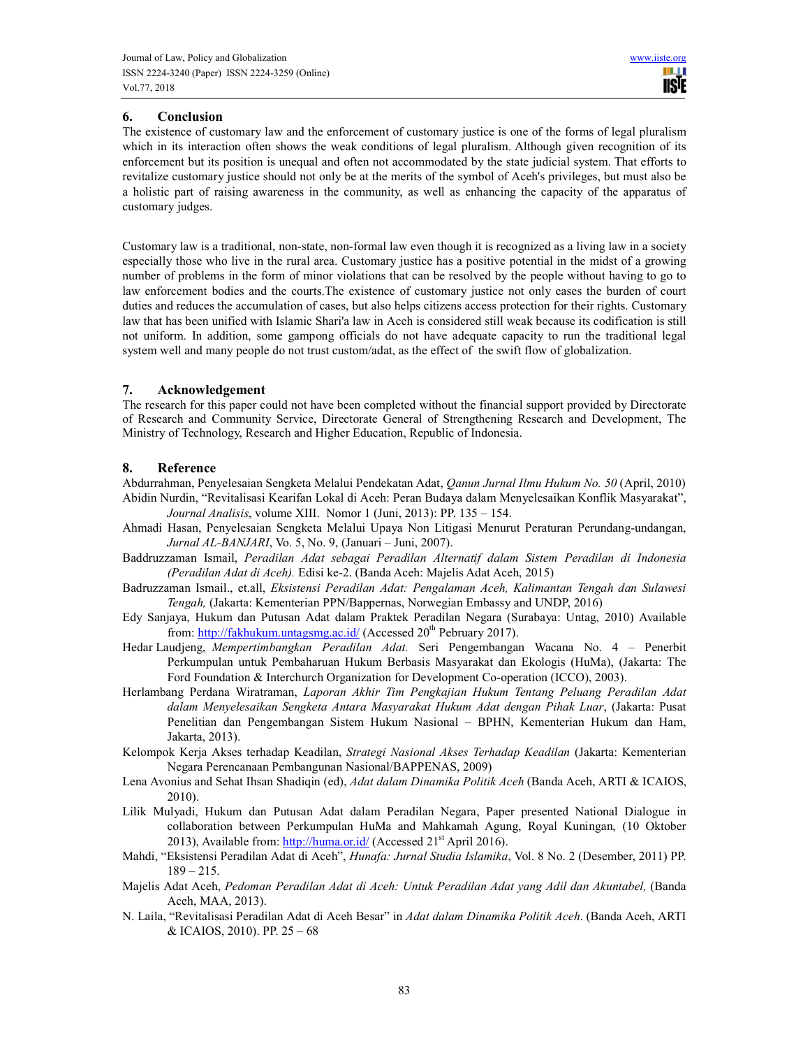## 6. Conclusion

The existence of customary law and the enforcement of customary justice is one of the forms of legal pluralism which in its interaction often shows the weak conditions of legal pluralism. Although given recognition of its enforcement but its position is unequal and often not accommodated by the state judicial system. That efforts to revitalize customary justice should not only be at the merits of the symbol of Aceh's privileges, but must also be a holistic part of raising awareness in the community, as well as enhancing the capacity of the apparatus of customary judges.

Customary law is a traditional, non-state, non-formal law even though it is recognized as a living law in a society especially those who live in the rural area. Customary justice has a positive potential in the midst of a growing number of problems in the form of minor violations that can be resolved by the people without having to go to law enforcement bodies and the courts.The existence of customary justice not only eases the burden of court duties and reduces the accumulation of cases, but also helps citizens access protection for their rights. Customary law that has been unified with Islamic Shari'a law in Aceh is considered still weak because its codification is still not uniform. In addition, some gampong officials do not have adequate capacity to run the traditional legal system well and many people do not trust custom/adat, as the effect of the swift flow of globalization.

## 7. Acknowledgement

The research for this paper could not have been completed without the financial support provided by Directorate of Research and Community Service, Directorate General of Strengthening Research and Development, The Ministry of Technology, Research and Higher Education, Republic of Indonesia.

## 8. Reference

Abdurrahman, Penyelesaian Sengketa Melalui Pendekatan Adat, *Qanun Jurnal Ilmu Hukum No. 50* (April, 2010)

Abidin Nurdin, "Revitalisasi Kearifan Lokal di Aceh: Peran Budaya dalam Menyelesaikan Konflik Masyarakat", *Journal Analisis*, volume XIII. Nomor 1 (Juni, 2013): PP. 135 – 154.

Ahmadi Hasan, Penyelesaian Sengketa Melalui Upaya Non Litigasi Menurut Peraturan Perundang-undangan, *Jurnal AL-BANJARI*, Vo. 5, No. 9, (Januari – Juni, 2007).

Baddruzzaman Ismail, *Peradilan Adat sebagai Peradilan Alternatif dalam Sistem Peradilan di Indonesia (Peradilan Adat di Aceh).* Edisi ke-2. (Banda Aceh: Majelis Adat Aceh, 2015)

Badruzzaman Ismail., et.all, *Eksistensi Peradilan Adat: Pengalaman Aceh, Kalimantan Tengah dan Sulawesi Tengah,* (Jakarta: Kementerian PPN/Bappernas, Norwegian Embassy and UNDP, 2016)

Edy Sanjaya, Hukum dan Putusan Adat dalam Praktek Peradilan Negara (Surabaya: Untag, 2010) Available from: http://fakhukum.untagsmg.ac.id/ (Accessed 20th Pebruary 2017).

Hedar Laudjeng, *Mempertimbangkan Peradilan Adat.* Seri Pengembangan Wacana No. 4 – Penerbit Perkumpulan untuk Pembaharuan Hukum Berbasis Masyarakat dan Ekologis (HuMa), (Jakarta: The Ford Foundation & Interchurch Organization for Development Co-operation (ICCO), 2003).

Herlambang Perdana Wiratraman, *Laporan Akhir Tim Pengkajian Hukum Tentang Peluang Peradilan Adat dalam Menyelesaikan Sengketa Antara Masyarakat Hukum Adat dengan Pihak Luar*, (Jakarta: Pusat Penelitian dan Pengembangan Sistem Hukum Nasional – BPHN, Kementerian Hukum dan Ham, Jakarta, 2013).

Kelompok Kerja Akses terhadap Keadilan, *Strategi Nasional Akses Terhadap Keadilan* (Jakarta: Kementerian Negara Perencanaan Pembangunan Nasional/BAPPENAS, 2009)

Lena Avonius and Sehat Ihsan Shadiqin (ed), *Adat dalam Dinamika Politik Aceh* (Banda Aceh, ARTI & ICAIOS, 2010).

Lilik Mulyadi, Hukum dan Putusan Adat dalam Peradilan Negara, Paper presented National Dialogue in collaboration between Perkumpulan HuMa and Mahkamah Agung, Royal Kuningan, (10 Oktober 2013), Available from: http://huma.or.id/ (Accessed 21st April 2016).

Mahdi, "Eksistensi Peradilan Adat di Aceh", *Hunafa: Jurnal Studia Islamika*, Vol. 8 No. 2 (Desember, 2011) PP. 189 – 215.

Majelis Adat Aceh, *Pedoman Peradilan Adat di Aceh: Untuk Peradilan Adat yang Adil dan Akuntabel,* (Banda Aceh, MAA, 2013).

N. Laila, "Revitalisasi Peradilan Adat di Aceh Besar" in *Adat dalam Dinamika Politik Aceh*. (Banda Aceh, ARTI & ICAIOS, 2010). PP. 25 – 68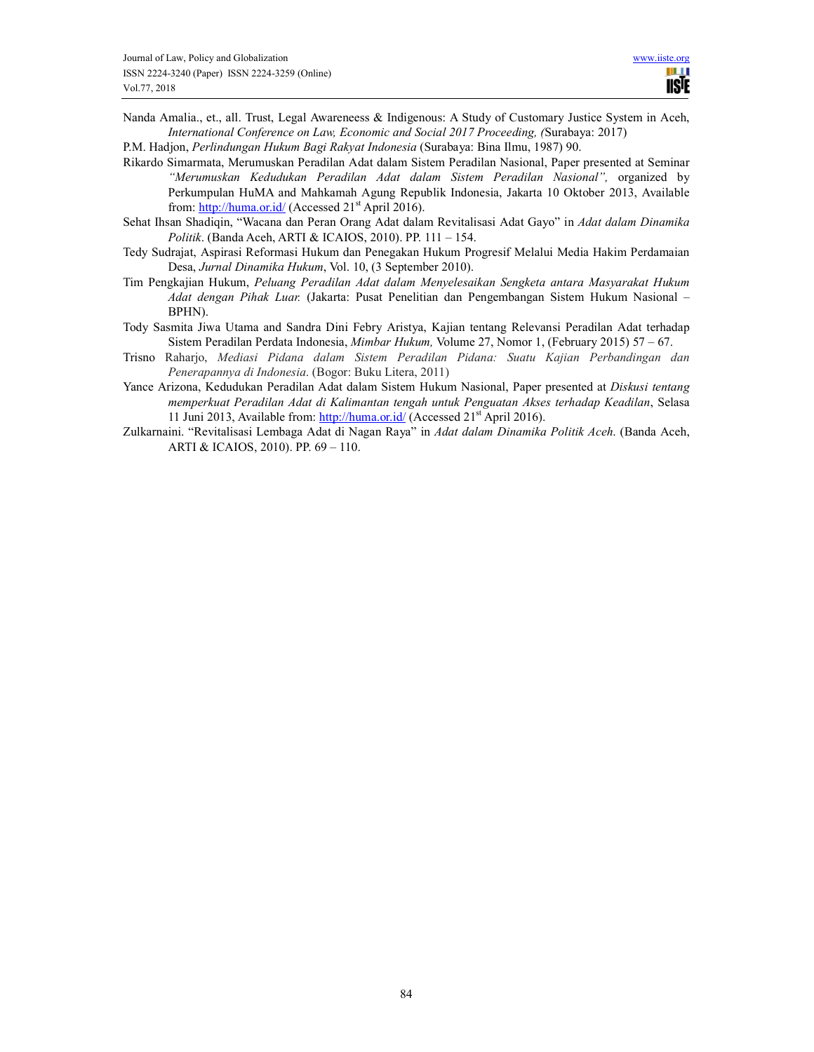Nanda Amalia., et., all. Trust, Legal Awareneess & Indigenous: A Study of Customary Justice System in Aceh, *International Conference on Law, Economic and Social 2017 Proceeding, (*Surabaya: 2017)

P.M. Hadjon, *Perlindungan Hukum Bagi Rakyat Indonesia* (Surabaya: Bina Ilmu, 1987) 90.

Rikardo Simarmata, Merumuskan Peradilan Adat dalam Sistem Peradilan Nasional, Paper presented at Seminar *"Merumuskan Kedudukan Peradilan Adat dalam Sistem Peradilan Nasional",* organized by Perkumpulan HuMA and Mahkamah Agung Republik Indonesia, Jakarta 10 Oktober 2013, Available from: http://huma.or.id/ (Accessed 21st April 2016).

Sehat Ihsan Shadiqin, "Wacana dan Peran Orang Adat dalam Revitalisasi Adat Gayo" in *Adat dalam Dinamika Politik*. (Banda Aceh, ARTI & ICAIOS, 2010). PP. 111 – 154.

Tedy Sudrajat, Aspirasi Reformasi Hukum dan Penegakan Hukum Progresif Melalui Media Hakim Perdamaian Desa, *Jurnal Dinamika Hukum*, Vol. 10, (3 September 2010).

Tim Pengkajian Hukum, *Peluang Peradilan Adat dalam Menyelesaikan Sengketa antara Masyarakat Hukum Adat dengan Pihak Luar.* (Jakarta: Pusat Penelitian dan Pengembangan Sistem Hukum Nasional – BPHN).

Tody Sasmita Jiwa Utama and Sandra Dini Febry Aristya, Kajian tentang Relevansi Peradilan Adat terhadap Sistem Peradilan Perdata Indonesia, *Mimbar Hukum,* Volume 27, Nomor 1, (February 2015) 57 – 67.

Trisno Raharjo, *Mediasi Pidana dalam Sistem Peradilan Pidana: Suatu Kajian Perbandingan dan Penerapannya di Indonesia*. (Bogor: Buku Litera, 2011)

Yance Arizona, Kedudukan Peradilan Adat dalam Sistem Hukum Nasional, Paper presented at *Diskusi tentang memperkuat Peradilan Adat di Kalimantan tengah untuk Penguatan Akses terhadap Keadilan*, Selasa 11 Juni 2013, Available from: http://huma.or.id/ (Accessed 21st April 2016).

Zulkarnaini. "Revitalisasi Lembaga Adat di Nagan Raya" in *Adat dalam Dinamika Politik Aceh*. (Banda Aceh, ARTI & ICAIOS, 2010). PP. 69 – 110.